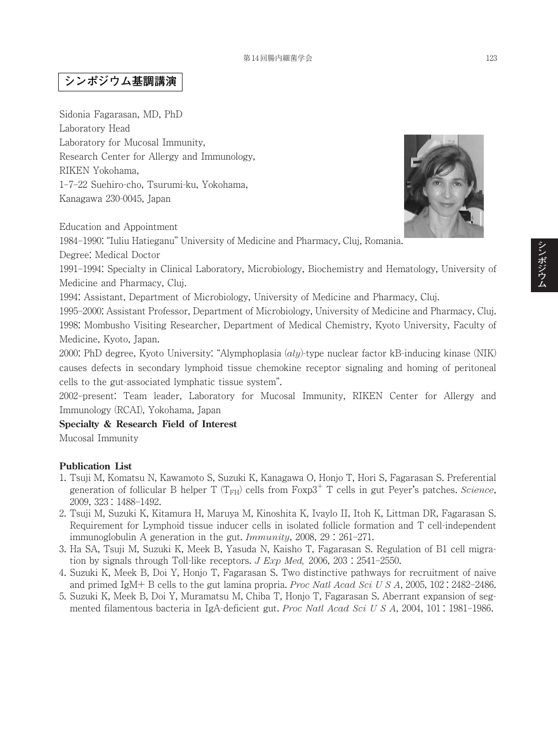# シンポジウム基調講演

Sidonia Fagarasan, MD, PhD
Laboratory Head
Laboratory for Mucosal Immunity,
Research Center for Allergy and Immunology,
RIKEN Yokohama,
1–7–22 Suehiro-cho, Tsurumi-ku, Yokohama,
Kanagawa 230-0045, Japan

Education and Appointment

1984–1990: "Iuliu Hatieganu" University of Medicine and Pharmacy, Cluj, Romania.

Degree: Medical Doctor

1991–1994: Specialty in Clinical Laboratory, Microbiology, Biochemistry and Hematology, University of Medicine and Pharmacy, Cluj.

1994: Assistant, Department of Microbiology, University of Medicine and Pharmacy, Cluj.

1995–2000: Assistant Professor, Department of Microbiology, University of Medicine and Pharmacy, Cluj.

1998: Mombusho Visiting Researcher, Department of Medical Chemistry, Kyoto University, Faculty of Medicine, Kyoto, Japan.

2000: PhD degree, Kyoto University: "Alymphoplasia (*aly*)-type nuclear factor kB-inducing kinase (NIK) causes defects in secondary lymphoid tissue chemokine receptor signaling and homing of peritoneal cells to the gut-associated lymphatic tissue system".

2002–present: Team leader, Laboratory for Mucosal Immunity, RIKEN Center for Allergy and Immunology (RCAI), Yokohama, Japan

**Specialty & Research Field of Interest**

Mucosal Immunity

**Publication List**

1. Tsuji M, Komatsu N, Kawamoto S, Suzuki K, Kanagawa O, Honjo T, Hori S, Fagarasan S. Preferential generation of follicular B helper T ($T_{FH}$) cells from Foxp3$^{+}$ T cells in gut Peyer's patches. *Science*, 2009, 323 : 1488–1492.
2. Tsuji M, Suzuki K, Kitamura H, Maruya M, Kinoshita K, Ivaylo II, Itoh K, Littman DR, Fagarasan S. Requirement for Lymphoid tissue inducer cells in isolated follicle formation and T cell-independent immunoglobulin A generation in the gut. *Immunity*, 2008, 29 : 261–271.
3. Ha SA, Tsuji M, Suzuki K, Meek B, Yasuda N, Kaisho T, Fagarasan S. Regulation of B1 cell migration by signals through Toll-like receptors. *J Exp Med,* 2006, 203 : 2541–2550.
4. Suzuki K, Meek B, Doi Y, Honjo T, Fagarasan S. Two distinctive pathways for recruitment of naive and primed IgM+ B cells to the gut lamina propria. *Proc Natl Acad Sci U S A*, 2005, 102 : 2482–2486.
5. Suzuki K, Meek B, Doi Y, Muramatsu M, Chiba T, Honjo T, Fagarasan S. Aberrant expansion of segmented filamentous bacteria in IgA-deficient gut. *Proc Natl Acad Sci U S A*, 2004, 101 : 1981–1986.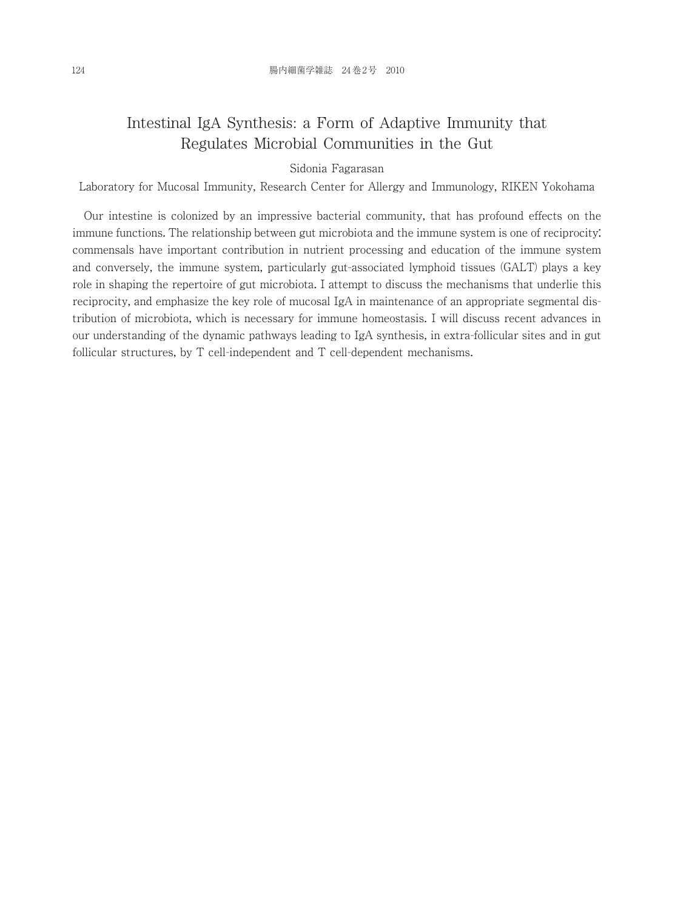# Intestinal IgA Synthesis: a Form of Adaptive Immunity that Regulates Microbial Communities in the Gut

Sidonia Fagarasan

Laboratory for Mucosal Immunity, Research Center for Allergy and Immunology, RIKEN Yokohama

Our intestine is colonized by an impressive bacterial community, that has profound effects on the immune functions. The relationship between gut microbiota and the immune system is one of reciprocity: commensals have important contribution in nutrient processing and education of the immune system and conversely, the immune system, particularly gut-associated lymphoid tissues (GALT) plays a key role in shaping the repertoire of gut microbiota. I attempt to discuss the mechanisms that underlie this reciprocity, and emphasize the key role of mucosal IgA in maintenance of an appropriate segmental distribution of microbiota, which is necessary for immune homeostasis. I will discuss recent advances in our understanding of the dynamic pathways leading to IgA synthesis, in extra-follicular sites and in gut follicular structures, by T cell-independent and T cell-dependent mechanisms.